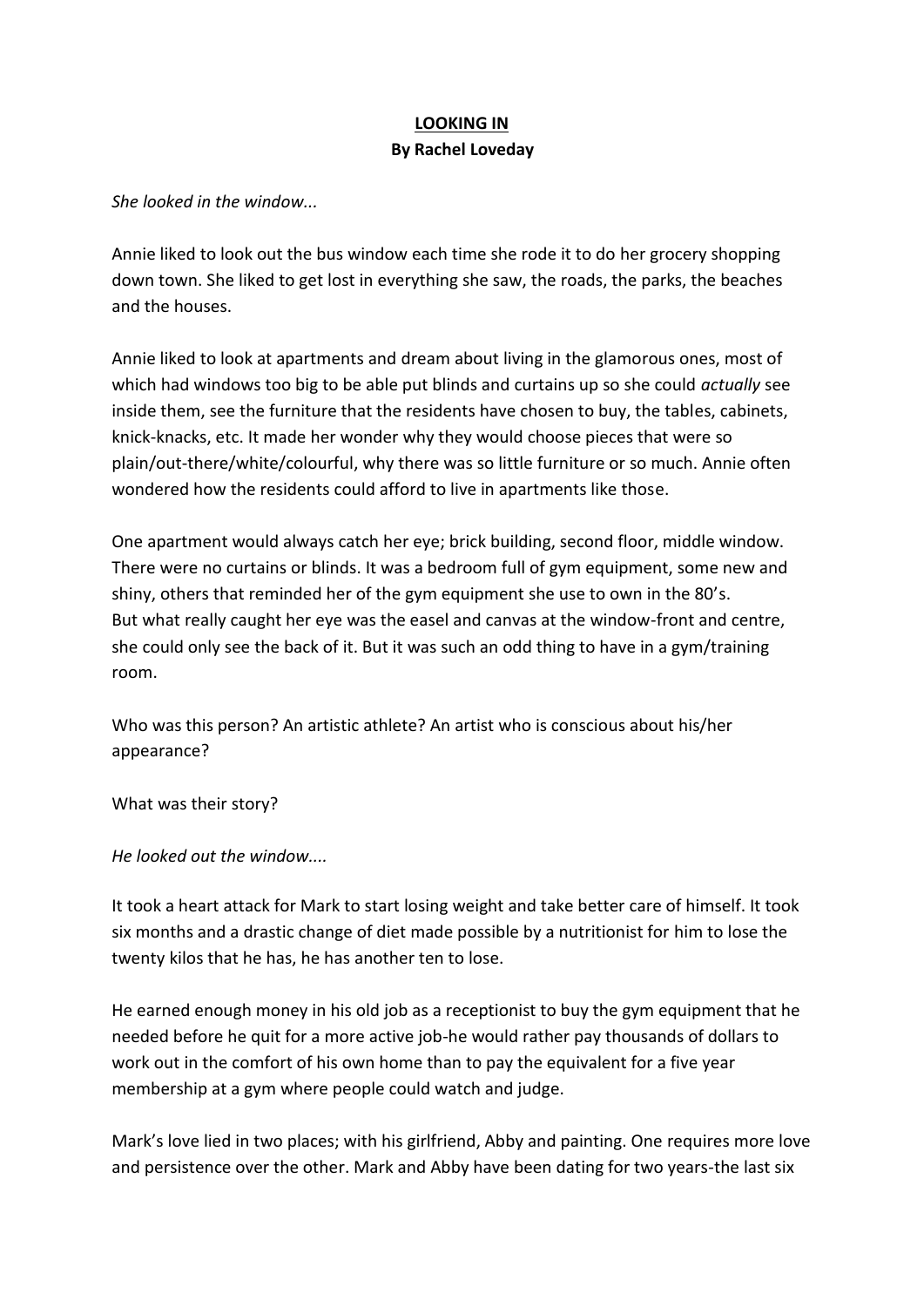**<u>LOOKING IN</u>**
**By Rachel Loveday**

*She looked in the window...*

Annie liked to look out the bus window each time she rode it to do her grocery shopping down town. She liked to get lost in everything she saw, the roads, the parks, the beaches and the houses.

Annie liked to look at apartments and dream about living in the glamorous ones, most of which had windows too big to be able put blinds and curtains up so she could *actually* see inside them, see the furniture that the residents have chosen to buy, the tables, cabinets, knick-knacks, etc. It made her wonder why they would choose pieces that were so plain/out-there/white/colourful, why there was so little furniture or so much. Annie often wondered how the residents could afford to live in apartments like those.

One apartment would always catch her eye; brick building, second floor, middle window. There were no curtains or blinds. It was a bedroom full of gym equipment, some new and shiny, others that reminded her of the gym equipment she use to own in the 80's. But what really caught her eye was the easel and canvas at the window-front and centre, she could only see the back of it. But it was such an odd thing to have in a gym/training room.

Who was this person? An artistic athlete? An artist who is conscious about his/her appearance?

What was their story?

*He looked out the window....*

It took a heart attack for Mark to start losing weight and take better care of himself. It took six months and a drastic change of diet made possible by a nutritionist for him to lose the twenty kilos that he has, he has another ten to lose.

He earned enough money in his old job as a receptionist to buy the gym equipment that he needed before he quit for a more active job-he would rather pay thousands of dollars to work out in the comfort of his own home than to pay the equivalent for a five year membership at a gym where people could watch and judge.

Mark's love lied in two places; with his girlfriend, Abby and painting. One requires more love and persistence over the other. Mark and Abby have been dating for two years-the last six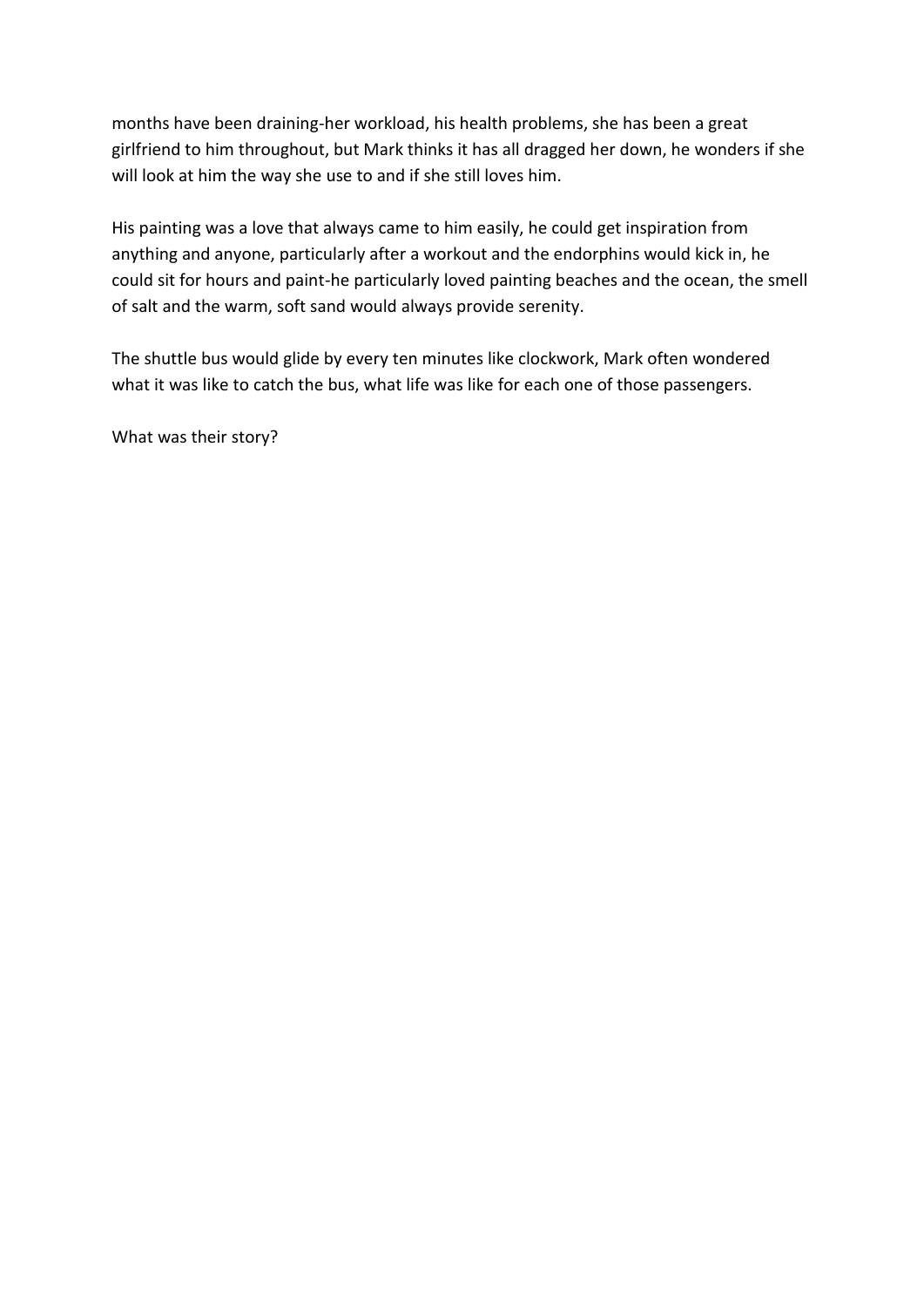months have been draining-her workload, his health problems, she has been a great girlfriend to him throughout, but Mark thinks it has all dragged her down, he wonders if she will look at him the way she use to and if she still loves him.

His painting was a love that always came to him easily, he could get inspiration from anything and anyone, particularly after a workout and the endorphins would kick in, he could sit for hours and paint-he particularly loved painting beaches and the ocean, the smell of salt and the warm, soft sand would always provide serenity.

The shuttle bus would glide by every ten minutes like clockwork, Mark often wondered what it was like to catch the bus, what life was like for each one of those passengers.

What was their story?